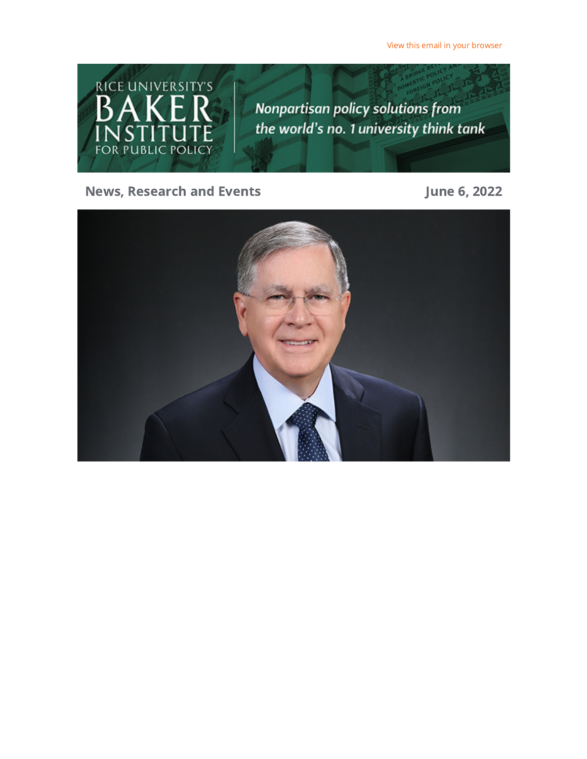View this email in your browser

News, Research and Events

June 6, 2022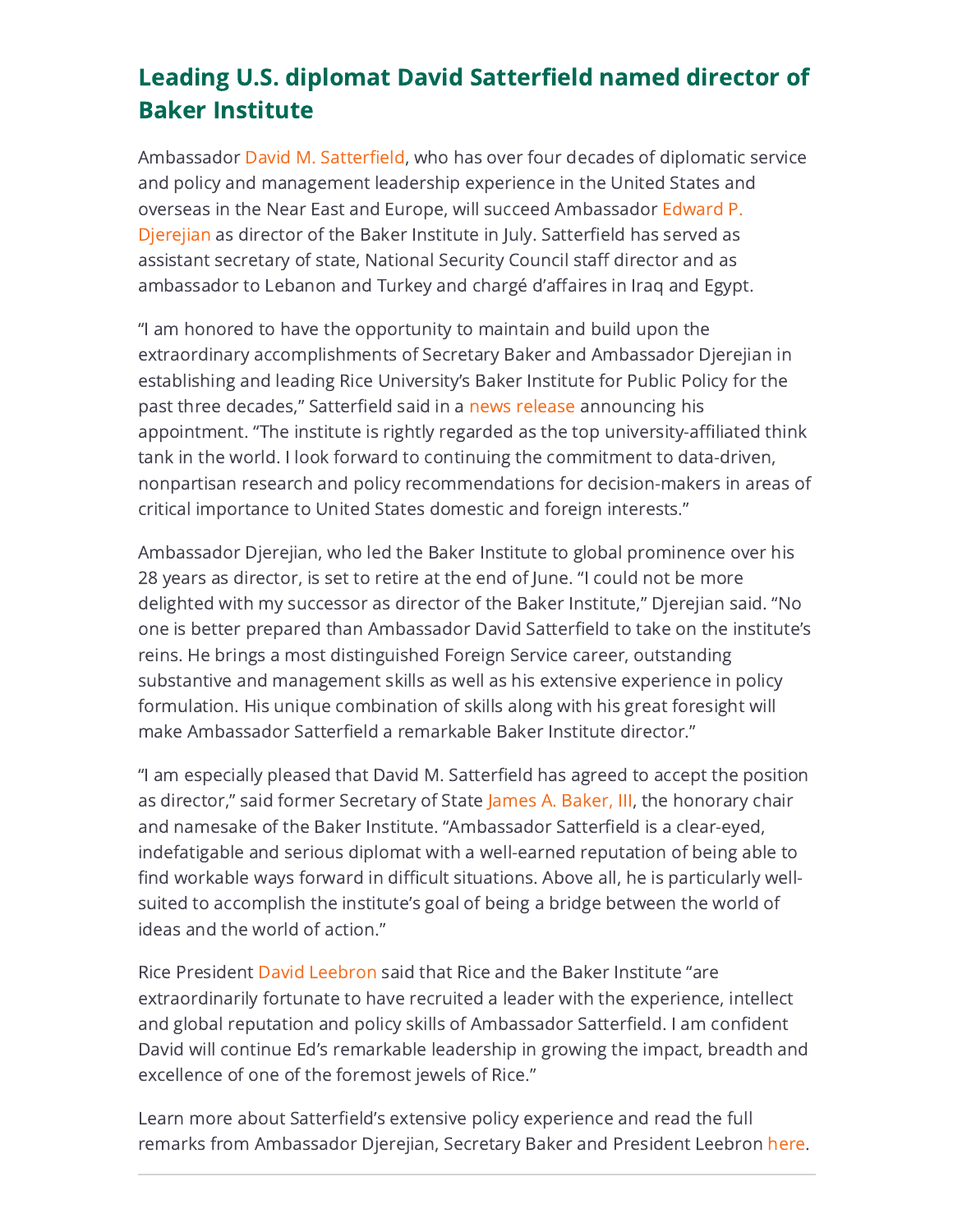## Leading U.S. diplomat David Satterfield named director of Baker Institute

Ambassador David M. Satterfield, who has over four decades of diplomatic service and policy and management leadership experience in the United States and overseas in the Near East and Europe, will succeed Ambassador Edward P. Djerejian as director of the Baker Institute in July. Satterfield has served as assistant secretary of state, National Security Council staff director and as ambassador to Lebanon and Turkey and chargé d'affaires in Iraq and Egypt.

"I am honored to have the opportunity to maintain and build upon the extraordinary accomplishments of Secretary Baker and Ambassador Djerejian in establishing and leading Rice University's Baker Institute for Public Policy for the past three decades," Satterfield said in a news release announcing his appointment. "The institute is rightly regarded as the top university-affiliated think tank in the world. I look forward to continuing the commitment to data-driven, nonpartisan research and policy recommendations for decision-makers in areas of critical importance to United States domestic and foreign interests."

Ambassador Djerejian, who led the Baker Institute to global prominence over his 28 years as director, is set to retire at the end of June. "I could not be more delighted with my successor as director of the Baker Institute," Djerejian said. "No one is better prepared than Ambassador David Satterfield to take on the institute's reins. He brings a most distinguished Foreign Service career, outstanding substantive and management skills as well as his extensive experience in policy formulation. His unique combination of skills along with his great foresight will make Ambassador Satterfield a remarkable Baker Institute director."

"I am especially pleased that David M. Satterfield has agreed to accept the position as director," said former Secretary of State James A. Baker, III, the honorary chair and namesake of the Baker Institute. "Ambassador Satterfield is a clear-eyed, indefatigable and serious diplomat with a well-earned reputation of being able to find workable ways forward in difficult situations. Above all, he is particularly well-suited to accomplish the institute's goal of being a bridge between the world of ideas and the world of action."

Rice President David Leebron said that Rice and the Baker Institute "are extraordinarily fortunate to have recruited a leader with the experience, intellect and global reputation and policy skills of Ambassador Satterfield. I am confident David will continue Ed's remarkable leadership in growing the impact, breadth and excellence of one of the foremost jewels of Rice."

Learn more about Satterfield's extensive policy experience and read the full remarks from Ambassador Djerejian, Secretary Baker and President Leebron here.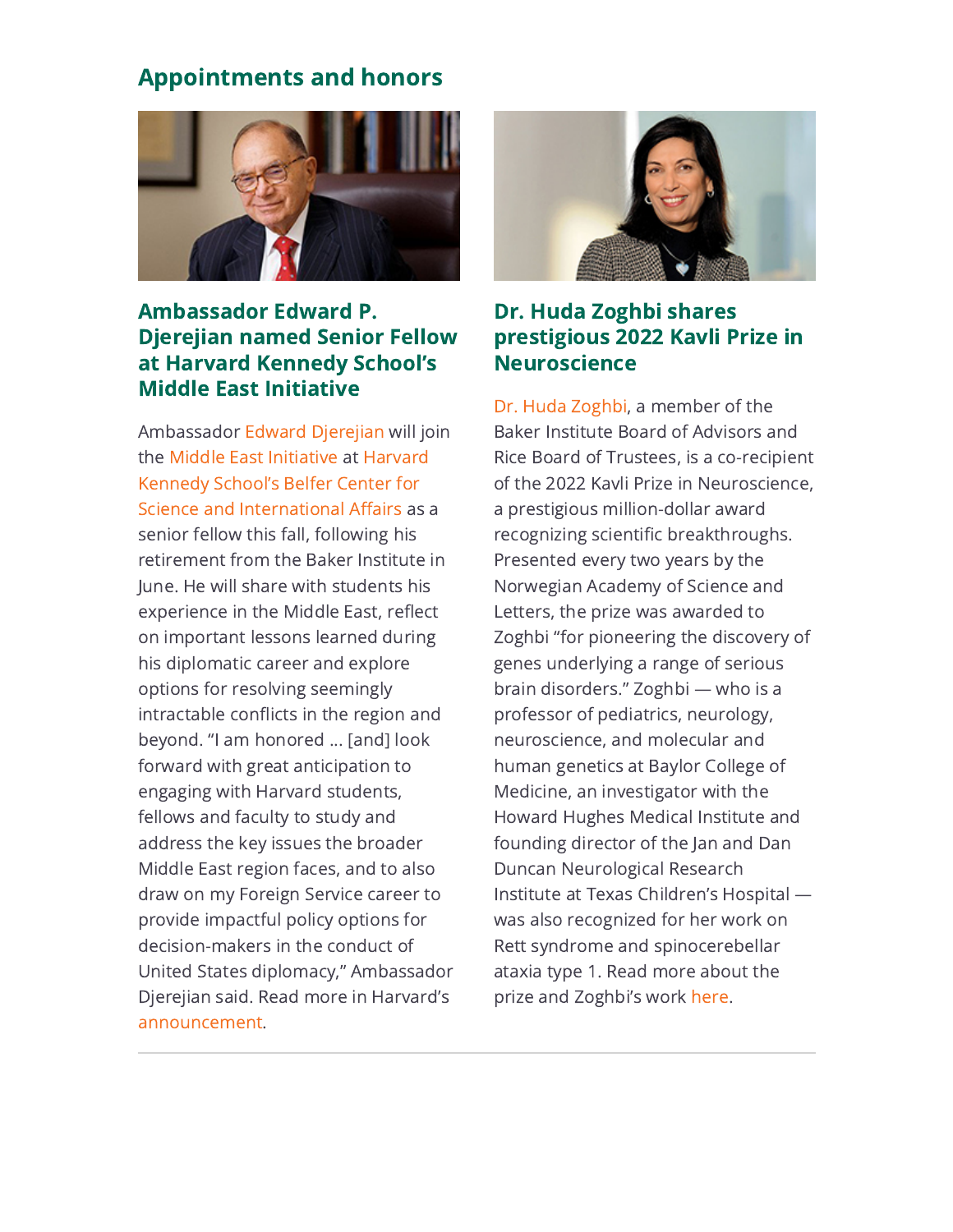## Appointments and honors

### Ambassador Edward P. Djerejian named Senior Fellow at Harvard Kennedy School's Middle East Initiative

Ambassador Edward Djerejian will join the Middle East Initiative at Harvard Kennedy School's Belfer Center for Science and International Affairs as a senior fellow this fall, following his retirement from the Baker Institute in June. He will share with students his experience in the Middle East, reflect on important lessons learned during his diplomatic career and explore options for resolving seemingly intractable conflicts in the region and beyond. "I am honored … [and] look forward with great anticipation to engaging with Harvard students, fellows and faculty to study and address the key issues the broader Middle East region faces, and to also draw on my Foreign Service career to provide impactful policy options for decision-makers in the conduct of United States diplomacy," Ambassador Djerejian said. Read more in Harvard's announcement.

### Dr. Huda Zoghbi shares prestigious 2022 Kavli Prize in Neuroscience

Dr. Huda Zoghbi, a member of the Baker Institute Board of Advisors and Rice Board of Trustees, is a co-recipient of the 2022 Kavli Prize in Neuroscience, a prestigious million-dollar award recognizing scientific breakthroughs. Presented every two years by the Norwegian Academy of Science and Letters, the prize was awarded to Zoghbi "for pioneering the discovery of genes underlying a range of serious brain disorders." Zoghbi — who is a professor of pediatrics, neurology, neuroscience, and molecular and human genetics at Baylor College of Medicine, an investigator with the Howard Hughes Medical Institute and founding director of the Jan and Dan Duncan Neurological Research Institute at Texas Children's Hospital — was also recognized for her work on Rett syndrome and spinocerebellar ataxia type 1. Read more about the prize and Zoghbi's work here.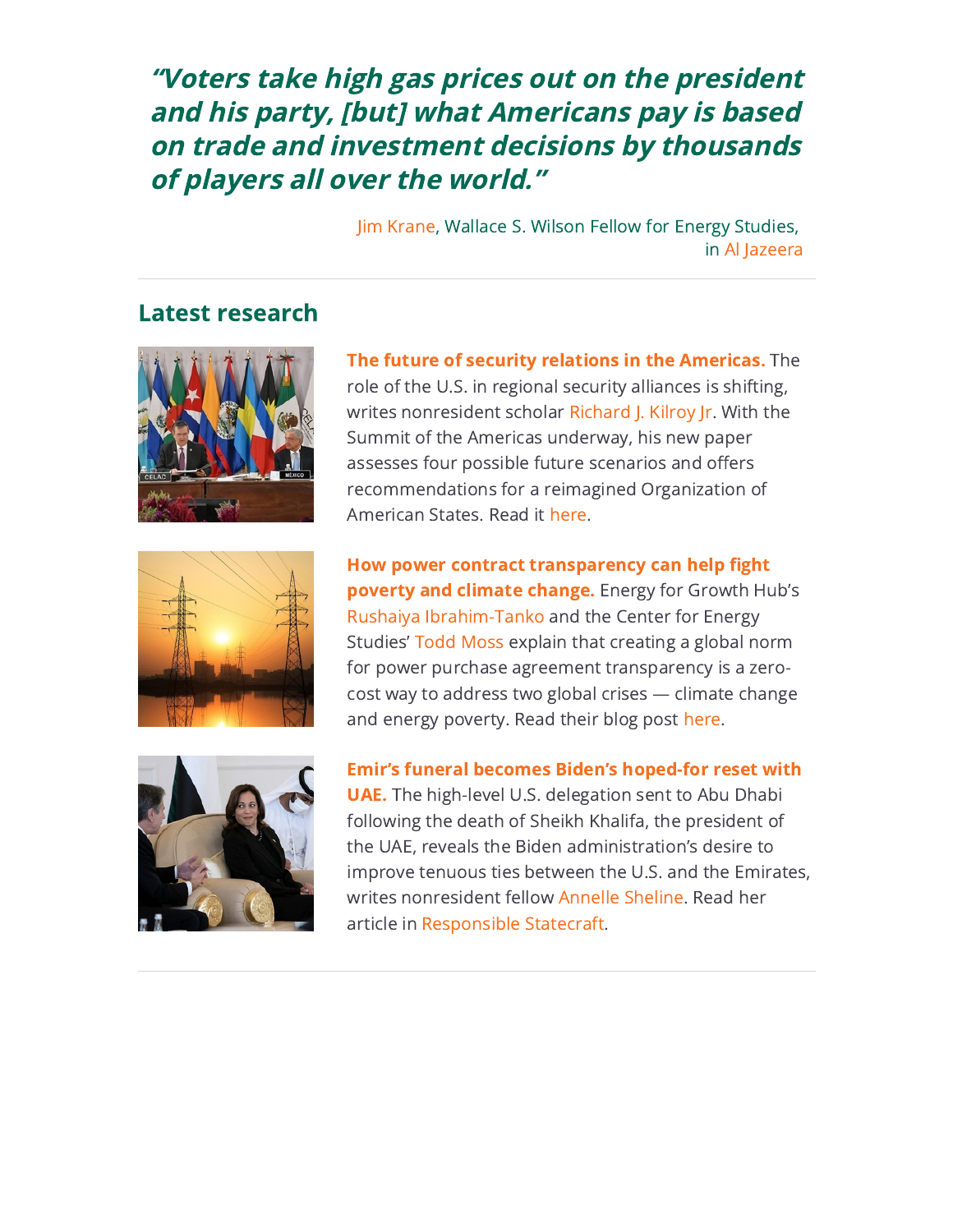*"Voters take high gas prices out on the president and his party, [but] what Americans pay is based on trade and investment decisions by thousands of players all over the world."*

Jim Krane, Wallace S. Wilson Fellow for Energy Studies, in Al Jazeera

## Latest research

**The future of security relations in the Americas.** The role of the U.S. in regional security alliances is shifting, writes nonresident scholar Richard J. Kilroy Jr. With the Summit of the Americas underway, his new paper assesses four possible future scenarios and offers recommendations for a reimagined Organization of American States. Read it here.

**How power contract transparency can help fight poverty and climate change.** Energy for Growth Hub's Rushaiya Ibrahim-Tanko and the Center for Energy Studies' Todd Moss explain that creating a global norm for power purchase agreement transparency is a zero-cost way to address two global crises — climate change and energy poverty. Read their blog post here.

**Emir's funeral becomes Biden's hoped-for reset with UAE.** The high-level U.S. delegation sent to Abu Dhabi following the death of Sheikh Khalifa, the president of the UAE, reveals the Biden administration's desire to improve tenuous ties between the U.S. and the Emirates, writes nonresident fellow Annelle Sheline. Read her article in Responsible Statecraft.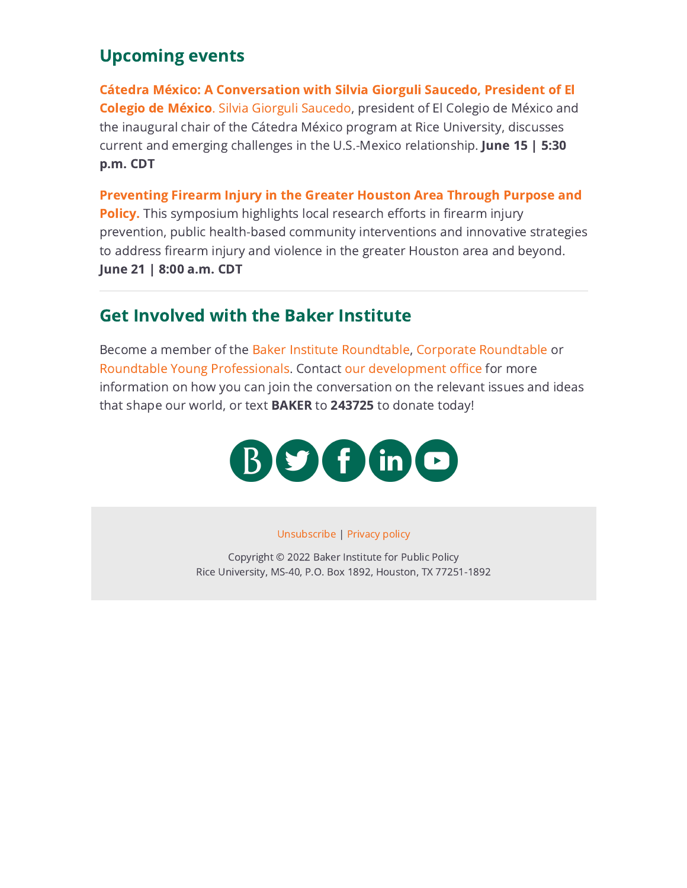## Upcoming events

**Cátedra México: A Conversation with Silvia Giorguli Saucedo, President of El Colegio de México**. Silvia Giorguli Saucedo, president of El Colegio de México and the inaugural chair of the Cátedra México program at Rice University, discusses current and emerging challenges in the U.S.-Mexico relationship. **June 15 | 5:30 p.m. CDT**

**Preventing Firearm Injury in the Greater Houston Area Through Purpose and Policy.** This symposium highlights local research efforts in firearm injury prevention, public health-based community interventions and innovative strategies to address firearm injury and violence in the greater Houston area and beyond. **June 21 | 8:00 a.m. CDT**

---

## Get Involved with the Baker Institute

Become a member of the Baker Institute Roundtable, Corporate Roundtable or Roundtable Young Professionals. Contact our development office for more information on how you can join the conversation on the relevant issues and ideas that shape our world, or text **BAKER** to **243725** to donate today!

Unsubscribe | Privacy policy

Copyright © 2022 Baker Institute for Public Policy
Rice University, MS-40, P.O. Box 1892, Houston, TX 77251-1892